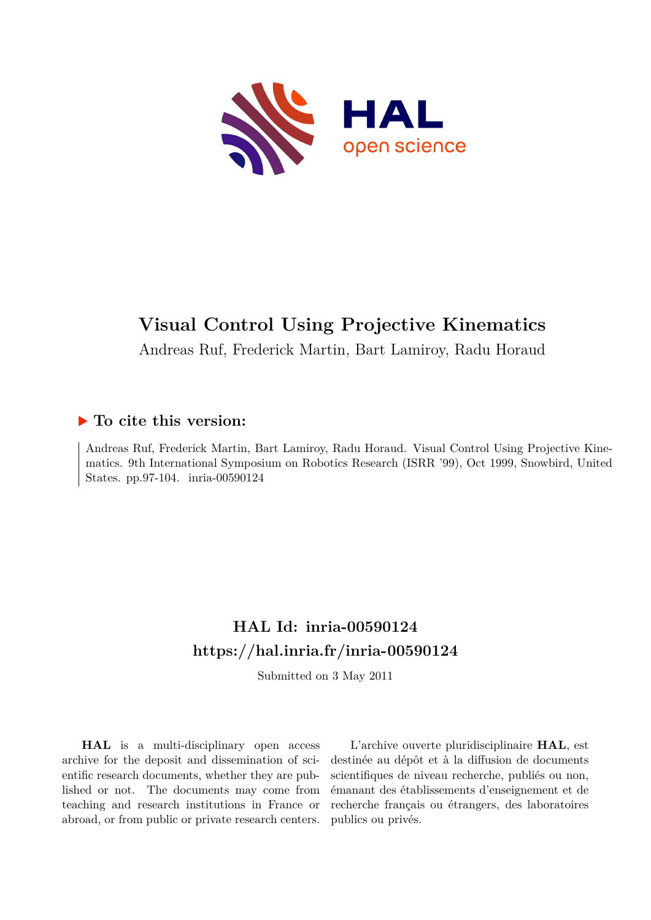HAL open science

# Visual Control Using Projective Kinematics

Andreas Ruf, Frederick Martin, Bart Lamiroy, Radu Horaud

## ▶ To cite this version:

Andreas Ruf, Frederick Martin, Bart Lamiroy, Radu Horaud. Visual Control Using Projective Kinematics. 9th International Symposium on Robotics Research (ISRR '99), Oct 1999, Snowbird, United States. pp.97-104. inria-00590124

## HAL Id: inria-00590124
## https://hal.inria.fr/inria-00590124

Submitted on 3 May 2011

**HAL** is a multi-disciplinary open access archive for the deposit and dissemination of scientific research documents, whether they are published or not. The documents may come from teaching and research institutions in France or abroad, or from public or private research centers.

L'archive ouverte pluridisciplinaire **HAL**, est destinée au dépôt et à la diffusion de documents scientifiques de niveau recherche, publiés ou non, émanant des établissements d'enseignement et de recherche français ou étrangers, des laboratoires publics ou privés.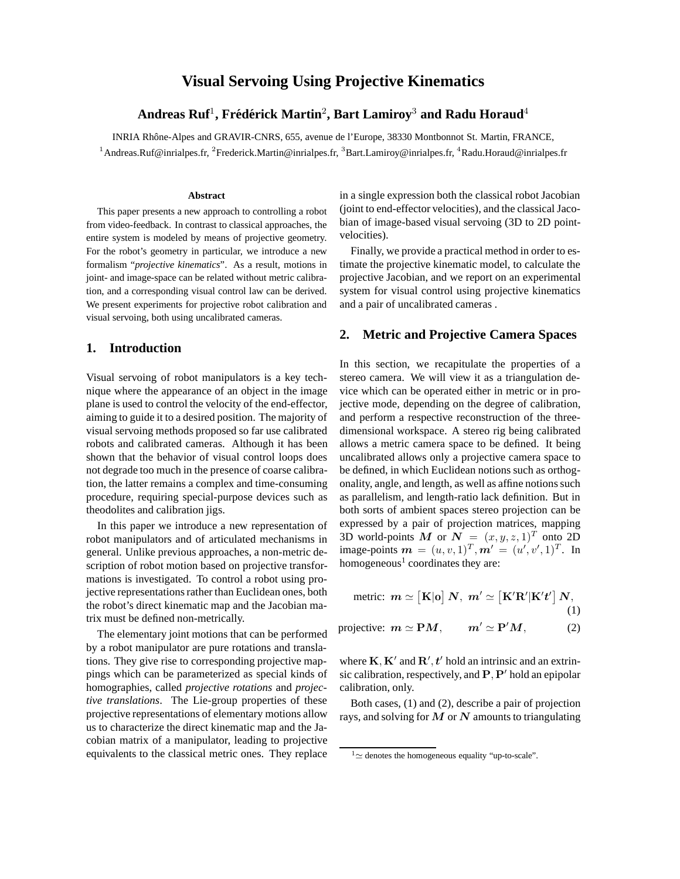# Visual Servoing Using Projective Kinematics

**Andreas Ruf[1], Frédérick Martin[2], Bart Lamiroy[3] and Radu Horaud[4]**

INRIA Rhône-Alpes and GRAVIR-CNRS, 655, avenue de l'Europe, 38330 Montbonnot St. Martin, FRANCE,

[1]Andreas.Ruf@inrialpes.fr, [2]Frederick.Martin@inrialpes.fr, [3]Bart.Lamiroy@inrialpes.fr, [4]Radu.Horaud@inrialpes.fr

### Abstract

This paper presents a new approach to controlling a robot from video-feedback. In contrast to classical approaches, the entire system is modeled by means of projective geometry. For the robot's geometry in particular, we introduce a new formalism "*projective kinematics*". As a result, motions in joint- and image-space can be related without metric calibration, and a corresponding visual control law can be derived. We present experiments for projective robot calibration and visual servoing, both using uncalibrated cameras.

## 1. Introduction

Visual servoing of robot manipulators is a key technique where the appearance of an object in the image plane is used to control the velocity of the end-effector, aiming to guide it to a desired position. The majority of visual servoing methods proposed so far use calibrated robots and calibrated cameras. Although it has been shown that the behavior of visual control loops does not degrade too much in the presence of coarse calibration, the latter remains a complex and time-consuming procedure, requiring special-purpose devices such as theodolites and calibration jigs.

In this paper we introduce a new representation of robot manipulators and of articulated mechanisms in general. Unlike previous approaches, a non-metric description of robot motion based on projective transformations is investigated. To control a robot using projective representations rather than Euclidean ones, both the robot's direct kinematic map and the Jacobian matrix must be defined non-metrically.

The elementary joint motions that can be performed by a robot manipulator are pure rotations and translations. They give rise to corresponding projective mappings which can be parameterized as special kinds of homographies, called *projective rotations* and *projective translations*. The Lie-group properties of these projective representations of elementary motions allow us to characterize the direct kinematic map and the Jacobian matrix of a manipulator, leading to projective equivalents to the classical metric ones. They replace in a single expression both the classical robot Jacobian (joint to end-effector velocities), and the classical Jacobian of image-based visual servoing (3D to 2D point-velocities).

Finally, we provide a practical method in order to estimate the projective kinematic model, to calculate the projective Jacobian, and we report on an experimental system for visual control using projective kinematics and a pair of uncalibrated cameras .

## 2. Metric and Projective Camera Spaces

In this section, we recapitulate the properties of a stereo camera. We will view it as a triangulation device which can be operated either in metric or in projective mode, depending on the degree of calibration, and perform a respective reconstruction of the three-dimensional workspace. A stereo rig being calibrated allows a metric camera space to be defined. It being uncalibrated allows only a projective camera space to be defined, in which Euclidean notions such as orthogonality, angle, and length, as well as affine notions such as parallelism, and length-ratio lack definition. But in both sorts of ambient spaces stereo projection can be expressed by a pair of projection matrices, mapping 3D world-points $\boldsymbol{M}$ or $\boldsymbol{N} = (x, y, z, 1)^T$ onto 2D image-points $\boldsymbol{m} = (u, v, 1)^T, \boldsymbol{m}' = (u', v', 1)^T$. In homogeneous[1] coordinates they are:

$$\text{metric: } \boldsymbol{m} \simeq \left[\mathbf{K}|\mathbf{o}\right] \boldsymbol{N},\ \boldsymbol{m}' \simeq \left[\mathbf{K}'\mathbf{R}'|\mathbf{K}'\boldsymbol{t}'\right] \boldsymbol{N}, \tag{1}$$

$$\text{projective: } \boldsymbol{m} \simeq \mathbf{P}\boldsymbol{M}, \qquad \boldsymbol{m}' \simeq \mathbf{P}'\boldsymbol{M}, \tag{2}$$

where $\mathbf{K}, \mathbf{K}'$ and $\mathbf{R}', \boldsymbol{t}'$ hold an intrinsic and an extrinsic calibration, respectively, and $\mathbf{P}, \mathbf{P}'$ hold an epipolar calibration, only.

Both cases, (1) and (2), describe a pair of projection rays, and solving for $\boldsymbol{M}$ or $\boldsymbol{N}$ amounts to triangulating

[1] $\simeq$ denotes the homogeneous equality "up-to-scale".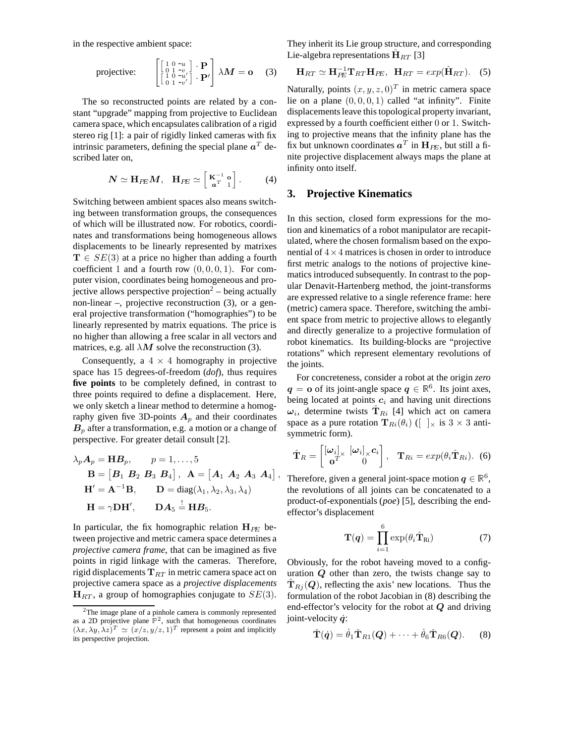in the respective ambient space:

$$\text{projective:} \qquad \begin{bmatrix} \begin{bmatrix} 1 & 0 & -u \\ 0 & 1 & -v \end{bmatrix} \cdot \mathbf{P} \\ \begin{bmatrix} 1 & 0 & -u' \\ 0 & 1 & -v' \end{bmatrix} \cdot \mathbf{P'} \end{bmatrix} \lambda \boldsymbol{M} = \mathbf{o} \qquad (3)$$

The so reconstructed points are related by a constant "upgrade" mapping from projective to Euclidean camera space, which encapsulates calibration of a rigid stereo rig [1]: a pair of rigidly linked cameras with fix intrinsic parameters, defining the special plane $\boldsymbol{a}^T$ described later on,

$$\boldsymbol{N} \simeq \mathbf{H}_{PE} \boldsymbol{M}, \quad \mathbf{H}_{PE} \simeq \begin{bmatrix} \mathbf{K}^{-1} & \mathbf{o} \\ \boldsymbol{a}^T & 1 \end{bmatrix}. \qquad (4)$$

Switching between ambient spaces also means switching between transformation groups, the consequences of which will be illustrated now. For robotics, coordinates and transformations being homogeneous allows displacements to be linearly represented by matrixes $\mathbf{T} \in SE(3)$ at a price no higher than adding a fourth coefficient 1 and a fourth row $(0, 0, 0, 1)$. For computer vision, coordinates being homogeneous and projective allows perspective projection[2] – being actually non-linear –, projective reconstruction (3), or a general projective transformation ("homographies") to be linearly represented by matrix equations. The price is no higher than allowing a free scalar in all vectors and matrices, e.g. all $\lambda \boldsymbol{M}$ solve the reconstruction (3).

Consequently, a $4 \times 4$ homography in projective space has 15 degrees-of-freedom (*dof*), thus requires **five points** to be completely defined, in contrast to three points required to define a displacement. Here, we only sketch a linear method to determine a homography given five 3D-points $\boldsymbol{A}_p$ and their coordinates $\boldsymbol{B}_p$ after a transformation, e.g. a motion or a change of perspective. For greater detail consult [2].

$$\begin{aligned}
&\lambda_p \boldsymbol{A}_p = \mathbf{H} \boldsymbol{B}_p, \qquad p = 1, \ldots, 5 \\
&\quad \mathbf{B} = \begin{bmatrix} \boldsymbol{B}_1 & \boldsymbol{B}_2 & \boldsymbol{B}_3 & \boldsymbol{B}_4 \end{bmatrix}, \quad \mathbf{A} = \begin{bmatrix} \boldsymbol{A}_1 & \boldsymbol{A}_2 & \boldsymbol{A}_3 & \boldsymbol{A}_4 \end{bmatrix}, \\
&\quad \mathbf{H}' = \mathbf{A}^{-1} \mathbf{B}, \qquad \mathbf{D} = \text{diag}(\lambda_1, \lambda_2, \lambda_3, \lambda_4) \\
&\quad \mathbf{H} = \gamma \mathbf{D} \mathbf{H}', \qquad \mathbf{D} \boldsymbol{A}_5 \stackrel{!}{=} \mathbf{H} \boldsymbol{B}_5.
\end{aligned}$$

In particular, the fix homographic relation $\mathbf{H}_{PE}$ between projective and metric camera space determines a *projective camera frame*, that can be imagined as five points in rigid linkage with the cameras. Therefore, rigid displacements $\mathbf{T}_{RT}$ in metric camera space act on projective camera space as a *projective displacements* $\mathbf{H}_{RT}$, a group of homographies conjugate to $SE(3)$. They inherit its Lie group structure, and corresponding Lie-algebra representations $\hat{\mathbf{H}}_{RT}$ [3]

$$\mathbf{H}_{RT} \simeq \mathbf{H}_{PE}^{-1} \mathbf{T}_{RT} \mathbf{H}_{PE}, \quad \mathbf{H}_{RT} = exp(\hat{\mathbf{H}}_{RT}). \qquad (5)$$

Naturally, points $(x, y, z, 0)^T$ in metric camera space lie on a plane $(0, 0, 0, 1)$ called "at infinity". Finite displacements leave this topological property invariant, expressed by a fourth coefficient either 0 or 1. Switching to projective means that the infinity plane has the fix but unknown coordinates $\boldsymbol{a}^T$ in $\mathbf{H}_{PE}$, but still a finite projective displacement always maps the plane at infinity onto itself.

## 3. Projective Kinematics

In this section, closed form expressions for the motion and kinematics of a robot manipulator are recapitulated, where the chosen formalism based on the exponential of $4 \times 4$ matrices is chosen in order to introduce first metric analogs to the notions of projective kinematics introduced subsequently. In contrast to the popular Denavit-Hartenberg method, the joint-transforms are expressed relative to a single reference frame: here (metric) camera space. Therefore, switching the ambient space from metric to projective allows to elegantly and directly generalize to a projective formulation of robot kinematics. Its building-blocks are "projective rotations" which represent elementary revolutions of the joints.

For concreteness, consider a robot at the origin *zero* $\boldsymbol{q} = \mathbf{o}$ of its joint-angle space $\boldsymbol{q} \in \mathbb{R}^6$. Its joint axes, being located at points $\boldsymbol{c}_i$ and having unit directions $\boldsymbol{\omega}_i$, determine twists $\hat{\mathbf{T}}_{Ri}$ [4] which act on camera space as a pure rotation $\mathbf{T}_{Ri}(\theta_i)$ ($[\ ]_\times$ is $3 \times 3$ anti-symmetric form).

$$\hat{\mathbf{T}}_R = \begin{bmatrix} [\boldsymbol{\omega}_i]_\times & [\boldsymbol{\omega}_i]_\times \boldsymbol{c}_i \\ \mathbf{o}^T & 0 \end{bmatrix}, \quad \mathbf{T}_{Ri} = exp(\theta_i \hat{\mathbf{T}}_{Ri}). \quad (6)$$

Therefore, given a general joint-space motion $\boldsymbol{q} \in \mathbb{R}^6$, the revolutions of all joints can be concatenated to a product-of-exponentials (*poe*) [5], describing the end-effector's displacement

$$\mathbf{T}(\boldsymbol{q}) = \prod_{i=1}^{6} \exp(\theta_i \hat{\mathbf{T}}_{\mathrm{R}i}) \qquad (7)$$

Obviously, for the robot haveing moved to a configuration $\boldsymbol{Q}$ other than zero, the twists change say to $\hat{\mathbf{T}}_{Rj}(\boldsymbol{Q})$, reflecting the axis' new locations. Thus the formulation of the robot Jacobian in (8) describing the end-effector's velocity for the robot at $\boldsymbol{Q}$ and driving joint-velocity $\dot{\boldsymbol{q}}$:

$$\hat{\mathbf{T}}(\dot{\boldsymbol{q}}) = \dot{\theta}_1 \hat{\mathbf{T}}_{R1}(\boldsymbol{Q}) + \cdots + \dot{\theta}_6 \hat{\mathbf{T}}_{R6}(\boldsymbol{Q}). \qquad (8)$$

[2] The image plane of a pinhole camera is commonly represented as a 2D projective plane $\mathbb{P}^2$, such that homogeneous coordinates $(\lambda x, \lambda y, \lambda z)^T \simeq (x/z, y/z, 1)^T$ represent a point and implicitly its perspective projection.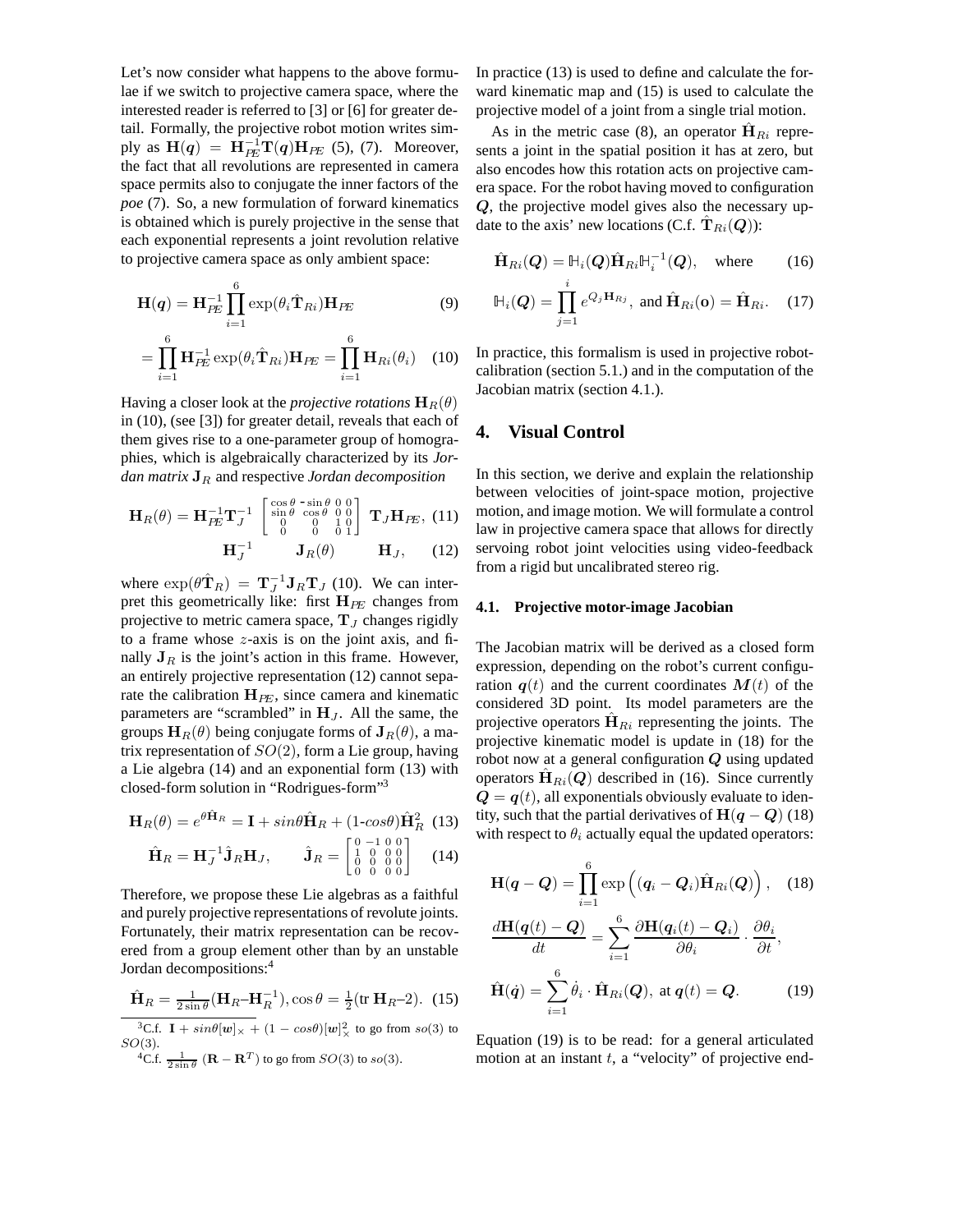Let's now consider what happens to the above formulae if we switch to projective camera space, where the interested reader is referred to [3] or [6] for greater detail. Formally, the projective robot motion writes simply as $\mathbf{H}(\boldsymbol{q}) = \mathbf{H}_{PE}^{-1}\mathbf{T}(\boldsymbol{q})\mathbf{H}_{PE}$ (5), (7). Moreover, the fact that all revolutions are represented in camera space permits also to conjugate the inner factors of the *poe* (7). So, a new formulation of forward kinematics is obtained which is purely projective in the sense that each exponential represents a joint revolution relative to projective camera space as only ambient space:

$$\mathbf{H}(\boldsymbol{q}) = \mathbf{H}_{PE}^{-1}\prod_{i=1}^{6}\exp(\theta_i\hat{\mathbf{T}}_{Ri})\mathbf{H}_{PE} \tag{9}$$

$$= \prod_{i=1}^{6}\mathbf{H}_{PE}^{-1}\exp(\theta_i\hat{\mathbf{T}}_{Ri})\mathbf{H}_{PE} = \prod_{i=1}^{6}\mathbf{H}_{Ri}(\theta_i) \tag{10}$$

Having a closer look at the *projective rotations* $\mathbf{H}_R(\theta)$ in (10), (see [3]) for greater detail, reveals that each of them gives rise to a one-parameter group of homographies, which is algebraically characterized by its *Jordan matrix* $\mathbf{J}_R$ and respective *Jordan decomposition*

$$\mathbf{H}_R(\theta) = \mathbf{H}_{PE}^{-1}\mathbf{T}_J^{-1}\begin{bmatrix}\cos\theta & -\sin\theta & 0 & 0\\ \sin\theta & \cos\theta & 0 & 0\\ 0 & 0 & 1 & 0\\ 0 & 0 & 0 & 1\end{bmatrix}\mathbf{T}_J\mathbf{H}_{PE}, \tag{11}$$

$$\mathbf{H}_J^{-1} \qquad \mathbf{J}_R(\theta) \qquad \mathbf{H}_J, \tag{12}$$

where $\exp(\theta\hat{\mathbf{T}}_R) = \mathbf{T}_J^{-1}\mathbf{J}_R\mathbf{T}_J$ (10). We can interpret this geometrically like: first $\mathbf{H}_{PE}$ changes from projective to metric camera space, $\mathbf{T}_J$ changes rigidly to a frame whose $z$-axis is on the joint axis, and finally $\mathbf{J}_R$ is the joint's action in this frame. However, an entirely projective representation (12) cannot separate the calibration $\mathbf{H}_{PE}$, since camera and kinematic parameters are "scrambled" in $\mathbf{H}_J$. All the same, the groups $\mathbf{H}_R(\theta)$ being conjugate forms of $\mathbf{J}_R(\theta)$, a matrix representation of $SO(2)$, form a Lie group, having a Lie algebra (14) and an exponential form (13) with closed-form solution in "Rodrigues-form"[3]

$$\mathbf{H}_R(\theta) = e^{\theta\hat{\mathbf{H}}_R} = \mathbf{I} + sin\theta\hat{\mathbf{H}}_R + (1\text{-}cos\theta)\hat{\mathbf{H}}_R^2 \tag{13}$$

$$\hat{\mathbf{H}}_R = \mathbf{H}_J^{-1}\hat{\mathbf{J}}_R\mathbf{H}_J, \qquad \hat{\mathbf{J}}_R = \begin{bmatrix}0 & -1 & 0 & 0\\ 1 & 0 & 0 & 0\\ 0 & 0 & 0 & 0\\ 0 & 0 & 0 & 0\end{bmatrix} \tag{14}$$

Therefore, we propose these Lie algebras as a faithful and purely projective representations of revolute joints. Fortunately, their matrix representation can be recovered from a group element other than by an unstable Jordan decompositions:[4]

$$\hat{\mathbf{H}}_R = \tfrac{1}{2\sin\theta}(\mathbf{H}_R\text{–}\mathbf{H}_R^{-1}), \cos\theta = \tfrac{1}{2}(\text{tr }\mathbf{H}_R\text{–}2). \tag{15}$$

[3] C.f. $\mathbf{I} + sin\theta[\boldsymbol{w}]_\times + (1 - cos\theta)[\boldsymbol{w}]_\times^2$ to go from $so(3)$ to $SO(3)$.

[4] C.f. $\frac{1}{2\sin\theta}(\mathbf{R} - \mathbf{R}^T)$ to go from $SO(3)$ to $so(3)$.

In practice (13) is used to define and calculate the forward kinematic map and (15) is used to calculate the projective model of a joint from a single trial motion.

As in the metric case (8), an operator $\hat{\mathbf{H}}_{Ri}$ represents a joint in the spatial position it has at zero, but also encodes how this rotation acts on projective camera space. For the robot having moved to configuration $\boldsymbol{Q}$, the projective model gives also the necessary update to the axis' new locations (C.f. $\hat{\mathbf{T}}_{Ri}(\boldsymbol{Q})$):

$$\hat{\mathbf{H}}_{Ri}(\boldsymbol{Q}) = \mathbb{H}_i(\boldsymbol{Q})\hat{\mathbf{H}}_{Ri}\mathbb{H}_i^{-1}(\boldsymbol{Q}), \quad \text{where} \tag{16}$$

$$\mathbb{H}_i(\boldsymbol{Q}) = \prod_{j=1}^{i} e^{Q_j\mathbf{H}_{Rj}}, \text{ and } \hat{\mathbf{H}}_{Ri}(\mathbf{o}) = \hat{\mathbf{H}}_{Ri}. \tag{17}$$

In practice, this formalism is used in projective robot-calibration (section 5.1.) and in the computation of the Jacobian matrix (section 4.1.).

## 4. Visual Control

In this section, we derive and explain the relationship between velocities of joint-space motion, projective motion, and image motion. We will formulate a control law in projective camera space that allows for directly servoing robot joint velocities using video-feedback from a rigid but uncalibrated stereo rig.

### 4.1. Projective motor-image Jacobian

The Jacobian matrix will be derived as a closed form expression, depending on the robot's current configuration $\boldsymbol{q}(t)$ and the current coordinates $\boldsymbol{M}(t)$ of the considered 3D point. Its model parameters are the projective operators $\hat{\mathbf{H}}_{Ri}$ representing the joints. The projective kinematic model is update in (18) for the robot now at a general configuration $\boldsymbol{Q}$ using updated operators $\hat{\mathbf{H}}_{Ri}(\boldsymbol{Q})$ described in (16). Since currently $\boldsymbol{Q} = \boldsymbol{q}(t)$, all exponentials obviously evaluate to identity, such that the partial derivatives of $\mathbf{H}(\boldsymbol{q} - \boldsymbol{Q})$ (18) with respect to $\theta_i$ actually equal the updated operators:

$$\mathbf{H}(\boldsymbol{q} - \boldsymbol{Q}) = \prod_{i=1}^{6}\exp\Big((\boldsymbol{q}_i - \boldsymbol{Q}_i)\hat{\mathbf{H}}_{Ri}(\boldsymbol{Q})\Big), \tag{18}$$

$$\frac{d\mathbf{H}(\boldsymbol{q}(t) - \boldsymbol{Q})}{dt} = \sum_{i=1}^{6}\frac{\partial\mathbf{H}(\boldsymbol{q}_i(t) - \boldsymbol{Q}_i)}{\partial\theta_i}\cdot\frac{\partial\theta_i}{\partial t},$$

$$\hat{\mathbf{H}}(\dot{\boldsymbol{q}}) = \sum_{i=1}^{6}\dot{\theta}_i\cdot\hat{\mathbf{H}}_{Ri}(\boldsymbol{Q}), \text{ at } \boldsymbol{q}(t) = \boldsymbol{Q}. \tag{19}$$

Equation (19) is to be read: for a general articulated motion at an instant $t$, a "velocity" of projective end-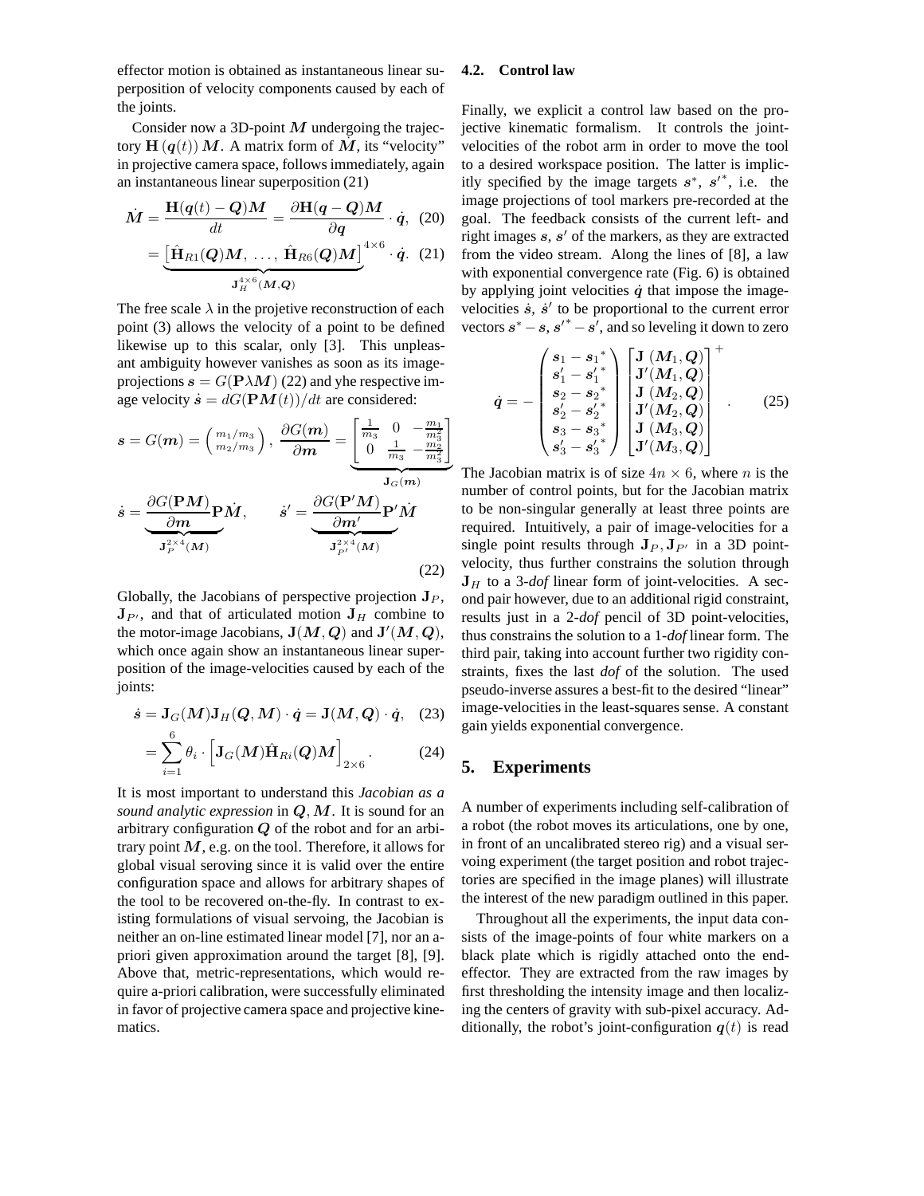effector motion is obtained as instantaneous linear superposition of velocity components caused by each of the joints.

Consider now a 3D-point $\boldsymbol{M}$ undergoing the trajectory $\mathbf{H}(\boldsymbol{q}(t))\,\boldsymbol{M}$. A matrix form of $\dot{\boldsymbol{M}}$, its "velocity" in projective camera space, follows immediately, again an instantaneous linear superposition (21)

$$\dot{\boldsymbol{M}} = \frac{\mathbf{H}(\boldsymbol{q}(t) - \boldsymbol{Q})\boldsymbol{M}}{dt} = \frac{\partial \mathbf{H}(\boldsymbol{q} - \boldsymbol{Q})\boldsymbol{M}}{\partial \boldsymbol{q}} \cdot \dot{\boldsymbol{q}}, \quad (20)$$

$$= \underbrace{\left[\hat{\mathbf{H}}_{R1}(\boldsymbol{Q})\boldsymbol{M},\ \ldots,\ \hat{\mathbf{H}}_{R6}(\boldsymbol{Q})\boldsymbol{M}\right]^{4\times 6}}_{\mathbf{J}_H^{4\times 6}(\boldsymbol{M},\boldsymbol{Q})} \cdot \dot{\boldsymbol{q}}. \quad (21)$$

The free scale $\lambda$ in the projetive reconstruction of each point (3) allows the velocity of a point to be defined likewise up to this scalar, only [3]. This unpleasant ambiguity however vanishes as soon as its image-projections $\boldsymbol{s} = G(\mathbf{P}\lambda\boldsymbol{M})$ (22) and yhe respective image velocity $\dot{\boldsymbol{s}} = dG(\mathbf{P}\boldsymbol{M}(t))/dt$ are considered:

$$\boldsymbol{s} = G(\boldsymbol{m}) = \begin{pmatrix} m_1/m_3 \\ m_2/m_3 \end{pmatrix}, \ \frac{\partial G(\boldsymbol{m})}{\partial \boldsymbol{m}} = \underbrace{\begin{bmatrix} \frac{1}{m_3} & 0 & -\frac{m_1}{m_3^2} \\ 0 & \frac{1}{m_3} & -\frac{m_2}{m_3^2} \end{bmatrix}}_{\mathbf{J}_G(\boldsymbol{m})}$$

$$\dot{\boldsymbol{s}} = \underbrace{\frac{\partial G(\mathbf{P}\boldsymbol{M})}{\partial \boldsymbol{m}}\mathbf{P}}_{\mathbf{J}_P^{2\times 4}(\boldsymbol{M})}\dot{\boldsymbol{M}}, \qquad \dot{\boldsymbol{s}}' = \underbrace{\frac{\partial G(\mathbf{P}'\boldsymbol{M})}{\partial \boldsymbol{m}'}\mathbf{P}'}_{\mathbf{J}_{P'}^{2\times 4}(\boldsymbol{M})}\dot{\boldsymbol{M}} \quad (22)$$

Globally, the Jacobians of perspective projection $\mathbf{J}_P$, $\mathbf{J}_{P'}$, and that of articulated motion $\mathbf{J}_H$ combine to the motor-image Jacobians, $\mathbf{J}(\boldsymbol{M},\boldsymbol{Q})$ and $\mathbf{J}'(\boldsymbol{M},\boldsymbol{Q})$, which once again show an instantaneous linear superposition of the image-velocities caused by each of the joints:

$$\dot{\boldsymbol{s}} = \mathbf{J}_G(\boldsymbol{M})\mathbf{J}_H(\boldsymbol{Q},\boldsymbol{M}) \cdot \dot{\boldsymbol{q}} = \mathbf{J}(\boldsymbol{M},\boldsymbol{Q}) \cdot \dot{\boldsymbol{q}}, \quad (23)$$

$$= \sum_{i=1}^{6} \theta_i \cdot \left[\mathbf{J}_G(\boldsymbol{M})\hat{\mathbf{H}}_{Ri}(\boldsymbol{Q})\boldsymbol{M}\right]_{2\times 6}. \quad (24)$$

It is most important to understand this *Jacobian as a sound analytic expression* in $\boldsymbol{Q},\boldsymbol{M}$. It is sound for an arbitrary configuration $\boldsymbol{Q}$ of the robot and for an arbitrary point $\boldsymbol{M}$, e.g. on the tool. Therefore, it allows for global visual seroving since it is valid over the entire configuration space and allows for arbitrary shapes of the tool to be recovered on-the-fly. In contrast to existing formulations of visual servoing, the Jacobian is neither an on-line estimated linear model [7], nor an a-priori given approximation around the target [8], [9]. Above that, metric-representations, which would require a-priori calibration, were successfully eliminated in favor of projective camera space and projective kinematics.

### 4.2. Control law

Finally, we explicit a control law based on the projective kinematic formalism. It controls the joint-velocities of the robot arm in order to move the tool to a desired workspace position. The latter is implicitly specified by the image targets $\boldsymbol{s}^*$, $\boldsymbol{s}'^*$, i.e. the image projections of tool markers pre-recorded at the goal. The feedback consists of the current left- and right images $\boldsymbol{s}$, $\boldsymbol{s}'$ of the markers, as they are extracted from the video stream. Along the lines of [8], a law with exponential convergence rate (Fig. 6) is obtained by applying joint velocities $\dot{\boldsymbol{q}}$ that impose the image-velocities $\dot{\boldsymbol{s}}$, $\dot{\boldsymbol{s}}'$ to be proportional to the current error vectors $\boldsymbol{s}^* - \boldsymbol{s}$, $\boldsymbol{s}'^* - \boldsymbol{s}'$, and so leveling it down to zero

$$\dot{\boldsymbol{q}} = -\begin{pmatrix} \boldsymbol{s}_1 - \boldsymbol{s}_1{}^* \\ \boldsymbol{s}_1' - \boldsymbol{s}_1'{}^* \\ \boldsymbol{s}_2 - \boldsymbol{s}_2{}^* \\ \boldsymbol{s}_2' - \boldsymbol{s}_2'{}^* \\ \boldsymbol{s}_3 - \boldsymbol{s}_3{}^* \\ \boldsymbol{s}_3' - \boldsymbol{s}_3'{}^* \end{pmatrix} \begin{bmatrix} \mathbf{J}\,(\boldsymbol{M}_1,\boldsymbol{Q}) \\ \mathbf{J}'(\boldsymbol{M}_1,\boldsymbol{Q}) \\ \mathbf{J}\,(\boldsymbol{M}_2,\boldsymbol{Q}) \\ \mathbf{J}'(\boldsymbol{M}_2,\boldsymbol{Q}) \\ \mathbf{J}\,(\boldsymbol{M}_3,\boldsymbol{Q}) \\ \mathbf{J}'(\boldsymbol{M}_3,\boldsymbol{Q}) \end{bmatrix}^+ . \quad (25)$$

The Jacobian matrix is of size $4n \times 6$, where $n$ is the number of control points, but for the Jacobian matrix to be non-singular generally at least three points are required. Intuitively, a pair of image-velocities for a single point results through $\mathbf{J}_P, \mathbf{J}_{P'}$ in a 3D point-velocity, thus further constrains the solution through $\mathbf{J}_H$ to a 3-*dof* linear form of joint-velocities. A second pair however, due to an additional rigid constraint, results just in a 2-*dof* pencil of 3D point-velocities, thus constrains the solution to a 1-*dof* linear form. The third pair, taking into account further two rigidity constraints, fixes the last *dof* of the solution. The used pseudo-inverse assures a best-fit to the desired "linear" image-velocities in the least-squares sense. A constant gain yields exponential convergence.

## 5. Experiments

A number of experiments including self-calibration of a robot (the robot moves its articulations, one by one, in front of an uncalibrated stereo rig) and a visual servoing experiment (the target position and robot trajectories are specified in the image planes) will illustrate the interest of the new paradigm outlined in this paper.

Throughout all the experiments, the input data consists of the image-points of four white markers on a black plate which is rigidly attached onto the end-effector. They are extracted from the raw images by first thresholding the intensity image and then localizing the centers of gravity with sub-pixel accuracy. Additionally, the robot's joint-configuration $\boldsymbol{q}(t)$ is read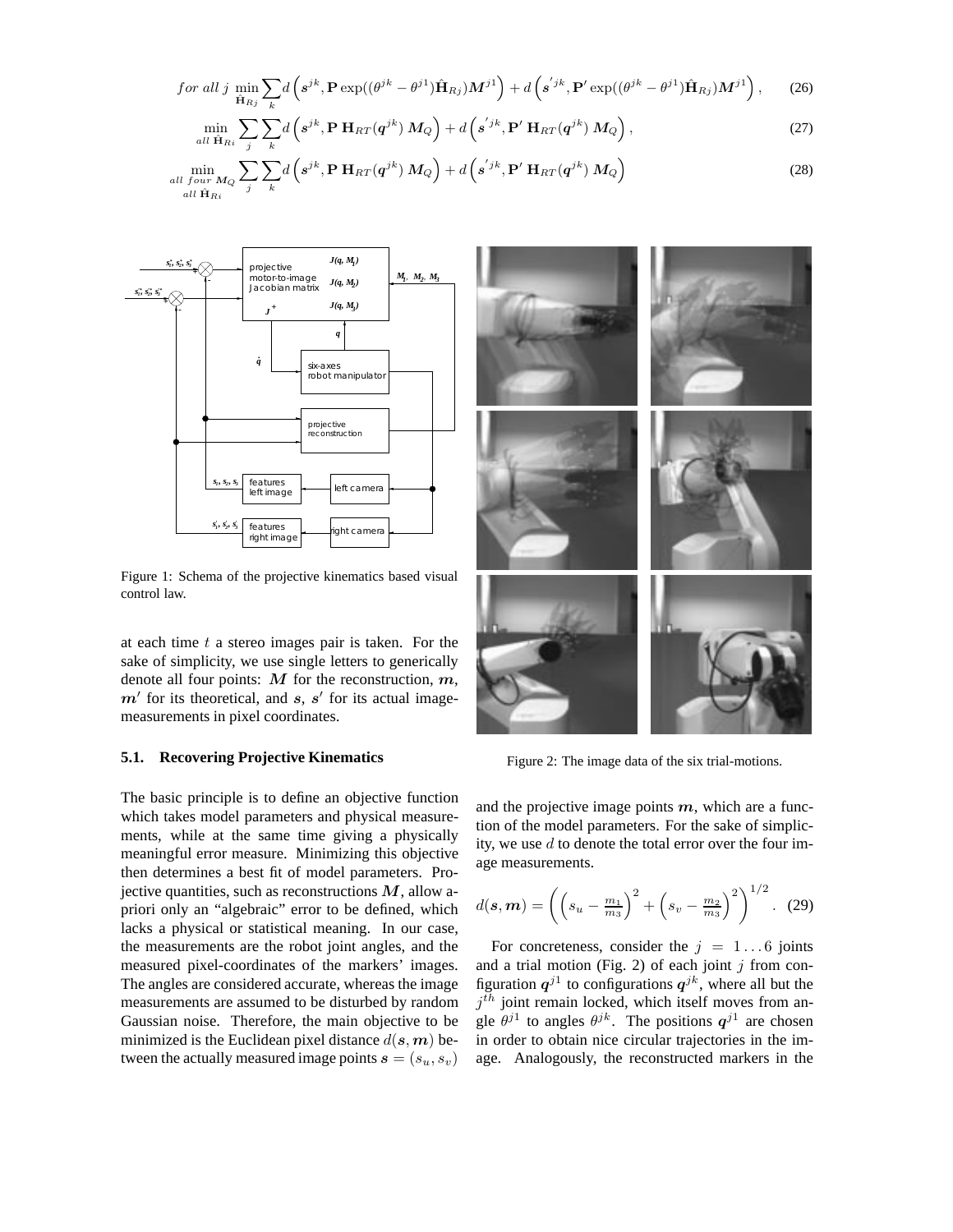$$for\ all\ j\ \min_{\hat{\mathbf{H}}_{Rj}} \sum_k d\left(\boldsymbol{s}^{jk}, \mathbf{P}\exp((\theta^{jk}-\theta^{j1})\hat{\mathbf{H}}_{Rj})\boldsymbol{M}^{j1}\right) + d\left(\boldsymbol{s}^{'jk}, \mathbf{P}'\exp((\theta^{jk}-\theta^{j1})\hat{\mathbf{H}}_{Rj})\boldsymbol{M}^{j1}\right), \quad (26)$$

$$\min_{all\ \hat{\mathbf{H}}_{Ri}} \sum_j \sum_k d\left(\boldsymbol{s}^{jk}, \mathbf{P}\,\mathbf{H}_{RT}(\boldsymbol{q}^{jk})\,\boldsymbol{M}_Q\right) + d\left(\boldsymbol{s}^{'jk}, \mathbf{P}'\,\mathbf{H}_{RT}(\boldsymbol{q}^{jk})\,\boldsymbol{M}_Q\right), \quad (27)$$

$$\min_{\substack{all\ four\ \boldsymbol{M}_Q \\ all\ \hat{\mathbf{H}}_{Ri}}} \sum_j \sum_k d\left(\boldsymbol{s}^{jk}, \mathbf{P}\,\mathbf{H}_{RT}(\boldsymbol{q}^{jk})\,\boldsymbol{M}_Q\right) + d\left(\boldsymbol{s}^{'jk}, \mathbf{P}'\,\mathbf{H}_{RT}(\boldsymbol{q}^{jk})\,\boldsymbol{M}_Q\right) \quad (28)$$

Figure 1: Schema of the projective kinematics based visual control law.

at each time $t$ a stereo images pair is taken. For the sake of simplicity, we use single letters to generically denote all four points: $\boldsymbol{M}$ for the reconstruction, $\boldsymbol{m}$, $\boldsymbol{m}'$ for its theoretical, and $\boldsymbol{s}$, $\boldsymbol{s}'$ for its actual image-measurements in pixel coordinates.

### 5.1. Recovering Projective Kinematics

The basic principle is to define an objective function which takes model parameters and physical measurements, while at the same time giving a physically meaningful error measure. Minimizing this objective then determines a best fit of model parameters. Projective quantities, such as reconstructions $\boldsymbol{M}$, allow a-priori only an "algebraic" error to be defined, which lacks a physical or statistical meaning. In our case, the measurements are the robot joint angles, and the measured pixel-coordinates of the markers' images. The angles are considered accurate, whereas the image measurements are assumed to be disturbed by random Gaussian noise. Therefore, the main objective to be minimized is the Euclidean pixel distance $d(\boldsymbol{s}, \boldsymbol{m})$ between the actually measured image points $\boldsymbol{s} = (s_u, s_v)$ and the projective image points $\boldsymbol{m}$, which are a function of the model parameters. For the sake of simplicity, we use $d$ to denote the total error over the four image measurements.

$$d(\boldsymbol{s}, \boldsymbol{m}) = \left( \left(s_u - \tfrac{m_1}{m_3}\right)^2 + \left(s_v - \tfrac{m_2}{m_3}\right)^2 \right)^{1/2}. \quad (29)$$

Figure 2: The image data of the six trial-motions.

For concreteness, consider the $j = 1 \ldots 6$ joints and a trial motion (Fig. 2) of each joint $j$ from configuration $\boldsymbol{q}^{j1}$ to configurations $\boldsymbol{q}^{jk}$, where all but the $j^{th}$ joint remain locked, which itself moves from angle $\theta^{j1}$ to angles $\theta^{jk}$. The positions $\boldsymbol{q}^{j1}$ are chosen in order to obtain nice circular trajectories in the image. Analogously, the reconstructed markers in the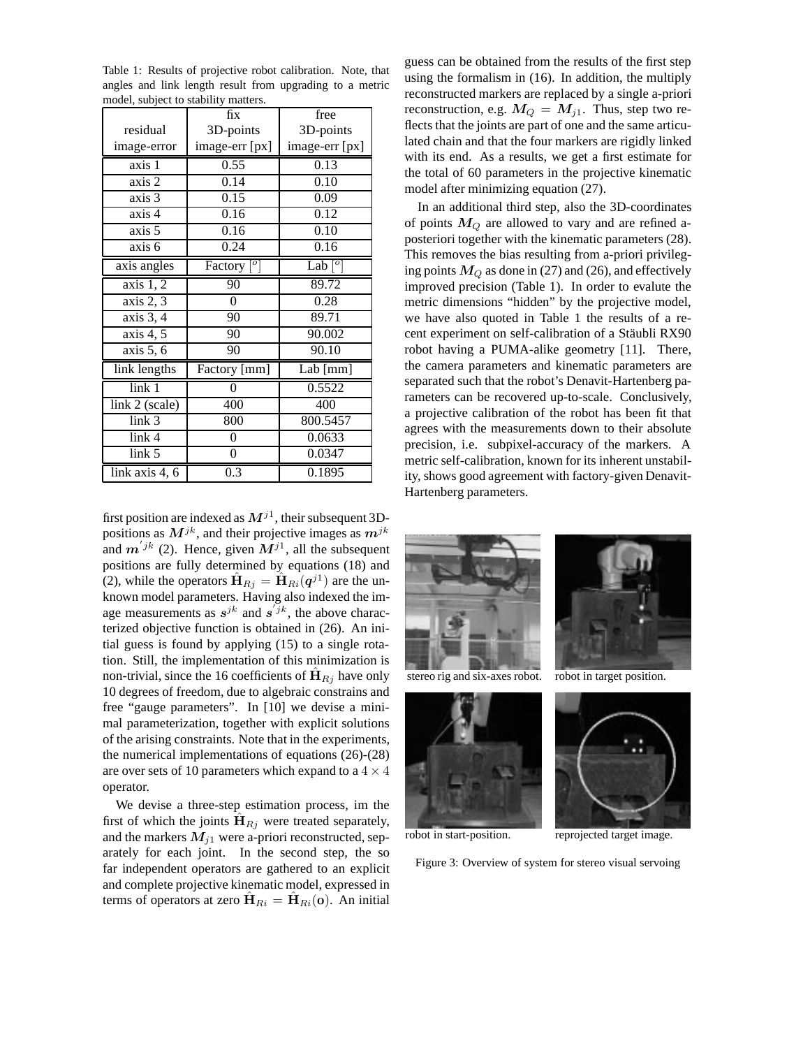Table 1: Results of projective robot calibration. Note, that angles and link length result from upgrading to a metric model, subject to stability matters.

| residual image-error | fix 3D-points image-err [px] | free 3D-points image-err [px] |
|---|---|---|
| axis 1 | 0.55 | 0.13 |
| axis 2 | 0.14 | 0.10 |
| axis 3 | 0.15 | 0.09 |
| axis 4 | 0.16 | 0.12 |
| axis 5 | 0.16 | 0.10 |
| axis 6 | 0.24 | 0.16 |
| axis angles | Factory [$^o$] | Lab [$^o$] |
| axis 1, 2 | 90 | 89.72 |
| axis 2, 3 | 0 | 0.28 |
| axis 3, 4 | 90 | 89.71 |
| axis 4, 5 | 90 | 90.002 |
| axis 5, 6 | 90 | 90.10 |
| link lengths | Factory [mm] | Lab [mm] |
| link 1 | 0 | 0.5522 |
| link 2 (scale) | 400 | 400 |
| link 3 | 800 | 800.5457 |
| link 4 | 0 | 0.0633 |
| link 5 | 0 | 0.0347 |
| link axis 4, 6 | 0.3 | 0.1895 |

first position are indexed as $M^{j1}$, their subsequent 3D-positions as $M^{jk}$, and their projective images as $m^{jk}$ and $m^{'jk}$ (2). Hence, given $M^{j1}$, all the subsequent positions are fully determined by equations (18) and (2), while the operators $\hat{\mathbf{H}}_{Rj} = \hat{\mathbf{H}}_{Ri}(q^{j1})$ are the unknown model parameters. Having also indexed the image measurements as $s^{jk}$ and $s^{'jk}$, the above characterized objective function is obtained in (26). An initial guess is found by applying (15) to a single rotation. Still, the implementation of this minimization is non-trivial, since the 16 coefficients of $\hat{\mathbf{H}}_{Rj}$ have only 10 degrees of freedom, due to algebraic constrains and free "gauge parameters". In [10] we devise a minimal parameterization, together with explicit solutions of the arising constraints. Note that in the experiments, the numerical implementations of equations (26)-(28) are over sets of 10 parameters which expand to a $4 \times 4$ operator.

We devise a three-step estimation process, im the first of which the joints $\hat{\mathbf{H}}_{Rj}$ were treated separately, and the markers $M_{j1}$ were a-priori reconstructed, separately for each joint. In the second step, the so far independent operators are gathered to an explicit and complete projective kinematic model, expressed in terms of operators at zero $\hat{\mathbf{H}}_{Ri} = \hat{\mathbf{H}}_{Ri}(\mathbf{o})$. An initial guess can be obtained from the results of the first step using the formalism in (16). In addition, the multiply reconstructed markers are replaced by a single a-priori reconstruction, e.g. $M_Q = M_{j1}$. Thus, step two reflects that the joints are part of one and the same articulated chain and that the four markers are rigidly linked with its end. As a results, we get a first estimate for the total of 60 parameters in the projective kinematic model after minimizing equation (27).

In an additional third step, also the 3D-coordinates of points $M_Q$ are allowed to vary and are refined a-posteriori together with the kinematic parameters (28). This removes the bias resulting from a-priori privileging points $M_Q$ as done in (27) and (26), and effectively improved precision (Table 1). In order to evalute the metric dimensions "hidden" by the projective model, we have also quoted in Table 1 the results of a recent experiment on self-calibration of a Stäubli RX90 robot having a PUMA-alike geometry [11]. There, the camera parameters and kinematic parameters are separated such that the robot's Denavit-Hartenberg parameters can be recovered up-to-scale. Conclusively, a projective calibration of the robot has been fit that agrees with the measurements down to their absolute precision, i.e. subpixel-accuracy of the markers. A metric self-calibration, known for its inherent unstability, shows good agreement with factory-given Denavit-Hartenberg parameters.

stereo rig and six-axes robot.

robot in target position.

robot in start-position.

reprojected target image.

Figure 3: Overview of system for stereo visual servoing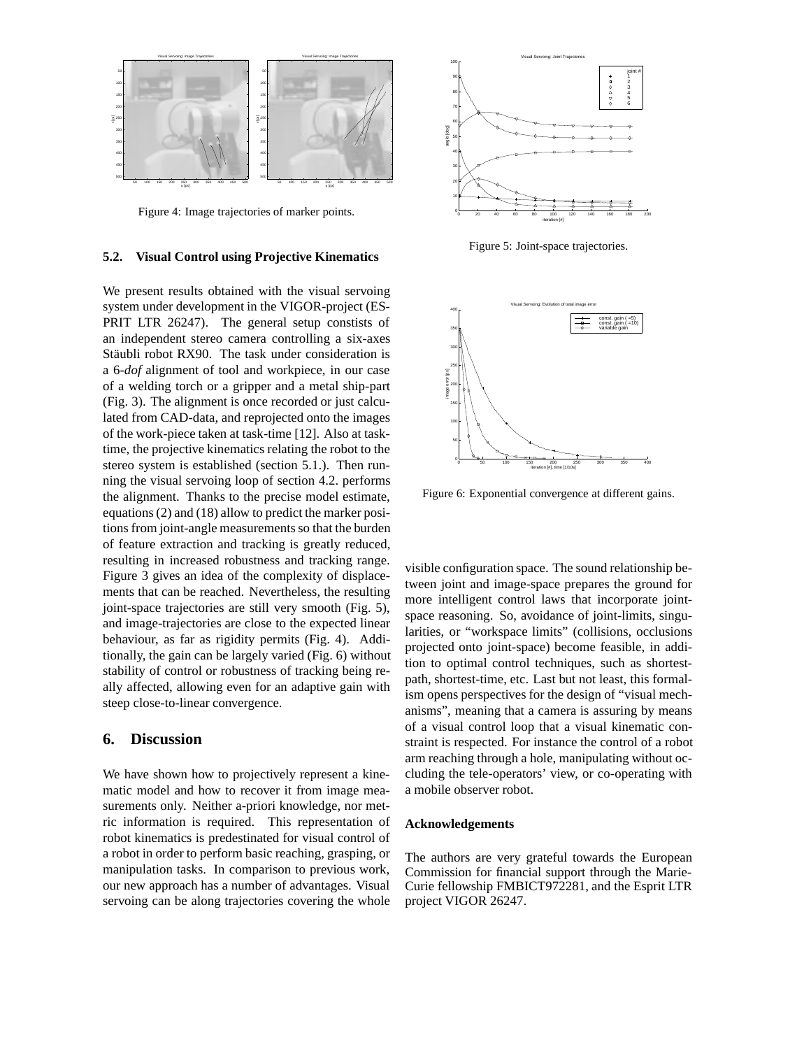Figure 4: Image trajectories of marker points.

Figure 5: Joint-space trajectories.

Figure 6: Exponential convergence at different gains.

### 5.2. Visual Control using Projective Kinematics

We present results obtained with the visual servoing system under development in the VIGOR-project (ESPRIT LTR 26247). The general setup constists of an independent stereo camera controlling a six-axes Stäubli robot RX90. The task under consideration is a 6-*dof* alignment of tool and workpiece, in our case of a welding torch or a gripper and a metal ship-part (Fig. 3). The alignment is once recorded or just calculated from CAD-data, and reprojected onto the images of the work-piece taken at task-time [12]. Also at task-time, the projective kinematics relating the robot to the stereo system is established (section 5.1.). Then running the visual servoing loop of section 4.2. performs the alignment. Thanks to the precise model estimate, equations (2) and (18) allow to predict the marker positions from joint-angle measurements so that the burden of feature extraction and tracking is greatly reduced, resulting in increased robustness and tracking range. Figure 3 gives an idea of the complexity of displacements that can be reached. Nevertheless, the resulting joint-space trajectories are still very smooth (Fig. 5), and image-trajectories are close to the expected linear behaviour, as far as rigidity permits (Fig. 4). Additionally, the gain can be largely varied (Fig. 6) without stability of control or robustness of tracking being really affected, allowing even for an adaptive gain with steep close-to-linear convergence.

## 6. Discussion

We have shown how to projectively represent a kinematic model and how to recover it from image measurements only. Neither a-priori knowledge, nor metric information is required. This representation of robot kinematics is predestinated for visual control of a robot in order to perform basic reaching, grasping, or manipulation tasks. In comparison to previous work, our new approach has a number of advantages. Visual servoing can be along trajectories covering the whole visible configuration space. The sound relationship between joint and image-space prepares the ground for more intelligent control laws that incorporate joint-space reasoning. So, avoidance of joint-limits, singularities, or "workspace limits" (collisions, occlusions projected onto joint-space) become feasible, in addition to optimal control techniques, such as shortest-path, shortest-time, etc. Last but not least, this formalism opens perspectives for the design of "visual mechanisms", meaning that a camera is assuring by means of a visual control loop that a visual kinematic constraint is respected. For instance the control of a robot arm reaching through a hole, manipulating without occluding the tele-operators' view, or co-operating with a mobile observer robot.

### Acknowledgements

The authors are very grateful towards the European Commission for financial support through the Marie-Curie fellowship FMBICT972281, and the Esprit LTR project VIGOR 26247.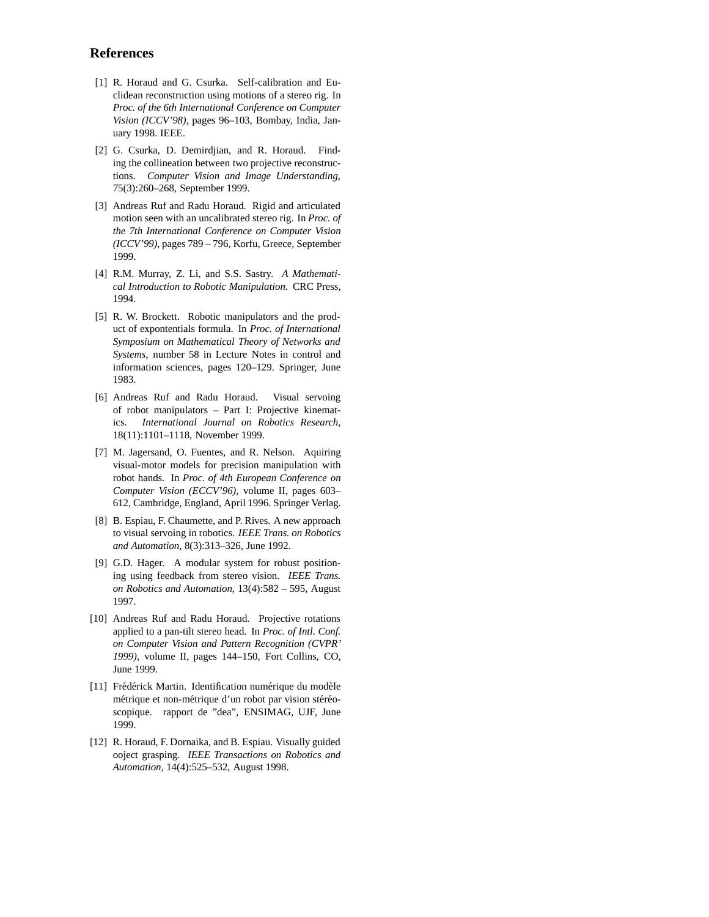## References

[1] R. Horaud and G. Csurka. Self-calibration and Euclidean reconstruction using motions of a stereo rig. In *Proc. of the 6th International Conference on Computer Vision (ICCV'98)*, pages 96–103, Bombay, India, January 1998. IEEE.

[2] G. Csurka, D. Demirdjian, and R. Horaud. Finding the collineation between two projective reconstructions. *Computer Vision and Image Understanding*, 75(3):260–268, September 1999.

[3] Andreas Ruf and Radu Horaud. Rigid and articulated motion seen with an uncalibrated stereo rig. In *Proc. of the 7th International Conference on Computer Vision (ICCV'99)*, pages 789 – 796, Korfu, Greece, September 1999.

[4] R.M. Murray, Z. Li, and S.S. Sastry. *A Mathematical Introduction to Robotic Manipulation.* CRC Press, 1994.

[5] R. W. Brockett. Robotic manipulators and the product of expontentials formula. In *Proc. of International Symposium on Mathematical Theory of Networks and Systems*, number 58 in Lecture Notes in control and information sciences, pages 120–129. Springer, June 1983.

[6] Andreas Ruf and Radu Horaud. Visual servoing of robot manipulators – Part I: Projective kinematics. *International Journal on Robotics Research*, 18(11):1101–1118, November 1999.

[7] M. Jagersand, O. Fuentes, and R. Nelson. Aquiring visual-motor models for precision manipulation with robot hands. In *Proc. of 4th European Conference on Computer Vision (ECCV'96)*, volume II, pages 603–612, Cambridge, England, April 1996. Springer Verlag.

[8] B. Espiau, F. Chaumette, and P. Rives. A new approach to visual servoing in robotics. *IEEE Trans. on Robotics and Automation*, 8(3):313–326, June 1992.

[9] G.D. Hager. A modular system for robust positioning using feedback from stereo vision. *IEEE Trans. on Robotics and Automation*, 13(4):582 – 595, August 1997.

[10] Andreas Ruf and Radu Horaud. Projective rotations applied to a pan-tilt stereo head. In *Proc. of Intl. Conf. on Computer Vision and Pattern Recognition (CVPR' 1999)*, volume II, pages 144–150, Fort Collins, CO, June 1999.

[11] Frédérick Martin. Identification numérique du modèle métrique et non-métrique d'un robot par vision stéréoscopique. rapport de "dea", ENSIMAG, UJF, June 1999.

[12] R. Horaud, F. Dornaika, and B. Espiau. Visually guided ooject grasping. *IEEE Transactions on Robotics and Automation*, 14(4):525–532, August 1998.